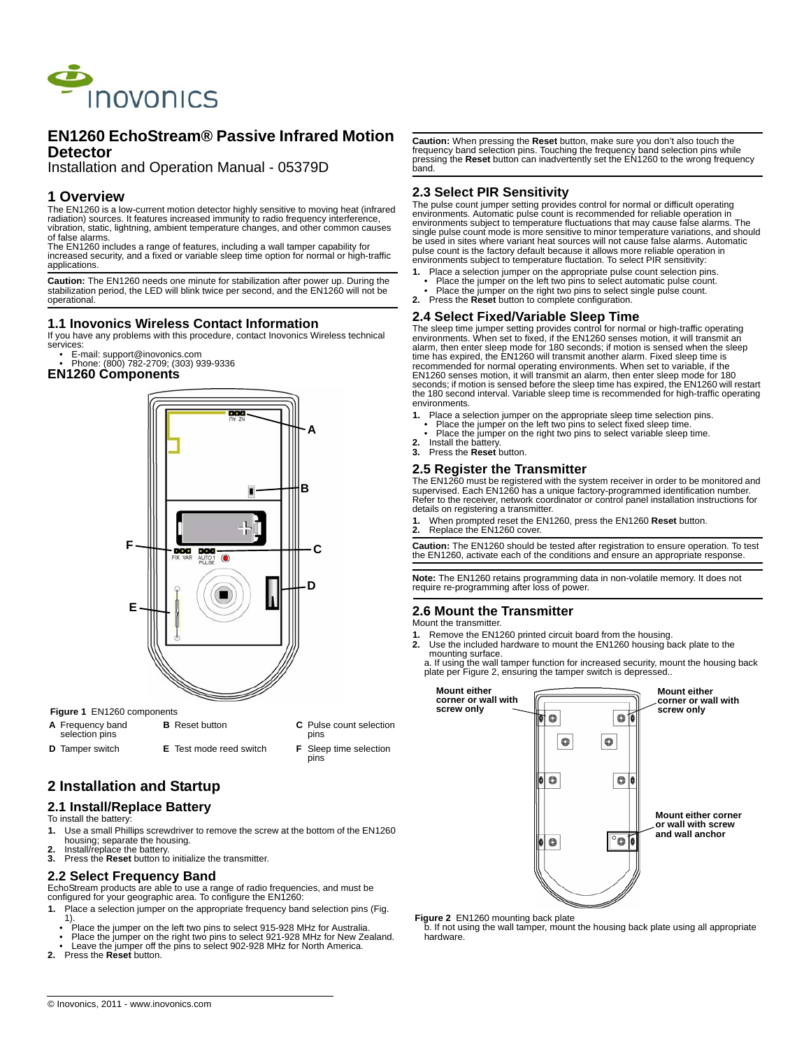# EN1260 EchoStream® Passive Infrared Motion Detector

Installation and Operation Manual - 05379D

## 1 Overview

The EN1260 is a low-current motion detector highly sensitive to moving heat (infrared radiation) sources. It features increased immunity to radio frequency interference, vibration, static, lightning, ambient temperature changes, and other common causes of false alarms.

The EN1260 includes a range of features, including a wall tamper capability for increased security, and a fixed or variable sleep time option for normal or high-traffic applications.

**Caution:** The EN1260 needs one minute for stabilization after power up. During the stabilization period, the LED will blink twice per second, and the EN1260 will not be operational.

### 1.1 Inovonics Wireless Contact Information

If you have any problems with this procedure, contact Inovonics Wireless technical services:

- E-mail: support@inovonics.com
- Phone: (800) 782-2709; (303) 939-9336

### EN1260 Components

**Figure 1** EN1260 components

| | | |
|---|---|---|
| **A** Frequency band selection pins | **B** Reset button | **C** Pulse count selection pins |
| **D** Tamper switch | **E** Test mode reed switch | **F** Sleep time selection pins |

## 2 Installation and Startup

### 2.1 Install/Replace Battery

To install the battery:

1. Use a small Phillips screwdriver to remove the screw at the bottom of the EN1260 housing; separate the housing.
2. Install/replace the battery.
3. Press the **Reset** button to initialize the transmitter.

### 2.2 Select Frequency Band

EchoStream products are able to use a range of radio frequencies, and must be configured for your geographic area. To configure the EN1260:

1. Place a selection jumper on the appropriate frequency band selection pins (Fig. 1).
   - Place the jumper on the left two pins to select 915-928 MHz for Australia.
   - Place the jumper on the right two pins to select 921-928 MHz for New Zealand.
   - Leave the jumper off the pins to select 902-928 MHz for North America.
2. Press the **Reset** button.

**Caution:** When pressing the **Reset** button, make sure you don't also touch the frequency band selection pins. Touching the frequency band selection pins while pressing the **Reset** button can inadvertently set the EN1260 to the wrong frequency band.

### 2.3 Select PIR Sensitivity

The pulse count jumper setting provides control for normal or difficult operating environments. Automatic pulse count is recommended for reliable operation in environments subject to temperature fluctuations that may cause false alarms. The single pulse count mode is more sensitive to minor temperature variations, and should be used in sites where variant heat sources will not cause false alarms. Automatic pulse count is the factory default because it allows more reliable operation in environments subject to temperature fluctation. To select PIR sensitivity:

1. Place a selection jumper on the appropriate pulse count selection pins.
   - Place the jumper on the left two pins to select automatic pulse count.
   - Place the jumper on the right two pins to select single pulse count.
2. Press the **Reset** button to complete configuration.

### 2.4 Select Fixed/Variable Sleep Time

The sleep time jumper setting provides control for normal or high-traffic operating environments. When set to fixed, if the EN1260 senses motion, it will transmit an alarm, then enter sleep mode for 180 seconds; if motion is sensed when the sleep time has expired, the EN1260 will transmit another alarm. Fixed sleep time is recommended for normal operating environments. When set to variable, if the EN1260 senses motion, it will transmit an alarm, then enter sleep mode for 180 seconds; if motion is sensed before the sleep time has expired, the EN1260 will restart the 180 second interval. Variable sleep time is recommended for high-traffic operating environments.

1. Place a selection jumper on the appropriate sleep time selection pins.
   - Place the jumper on the left two pins to select fixed sleep time.
   - Place the jumper on the right two pins to select variable sleep time.
2. Install the battery.
3. Press the **Reset** button.

### 2.5 Register the Transmitter

The EN1260 must be registered with the system receiver in order to be monitored and supervised. Each EN1260 has a unique factory-programmed identification number. Refer to the receiver, network coordinator or control panel installation instructions for details on registering a transmitter.

1. When prompted reset the EN1260, press the EN1260 **Reset** button.
2. Replace the EN1260 cover.

**Caution:** The EN1260 should be tested after registration to ensure operation. To test the EN1260, activate each of the conditions and ensure an appropriate response.

**Note:** The EN1260 retains programming data in non-volatile memory. It does not require re-programming after loss of power.

### 2.6 Mount the Transmitter

Mount the transmitter.

1. Remove the EN1260 printed circuit board from the housing.
2. Use the included hardware to mount the EN1260 housing back plate to the mounting surface.
   a. If using the wall tamper function for increased security, mount the housing back plate per Figure 2, ensuring the tamper switch is depressed..

Mount either corner or wall with screw only

Mount either corner or wall with screw only

Mount either corner or wall with screw and wall anchor

**Figure 2** EN1260 mounting back plate

   b. If not using the wall tamper, mount the housing back plate using all appropriate hardware.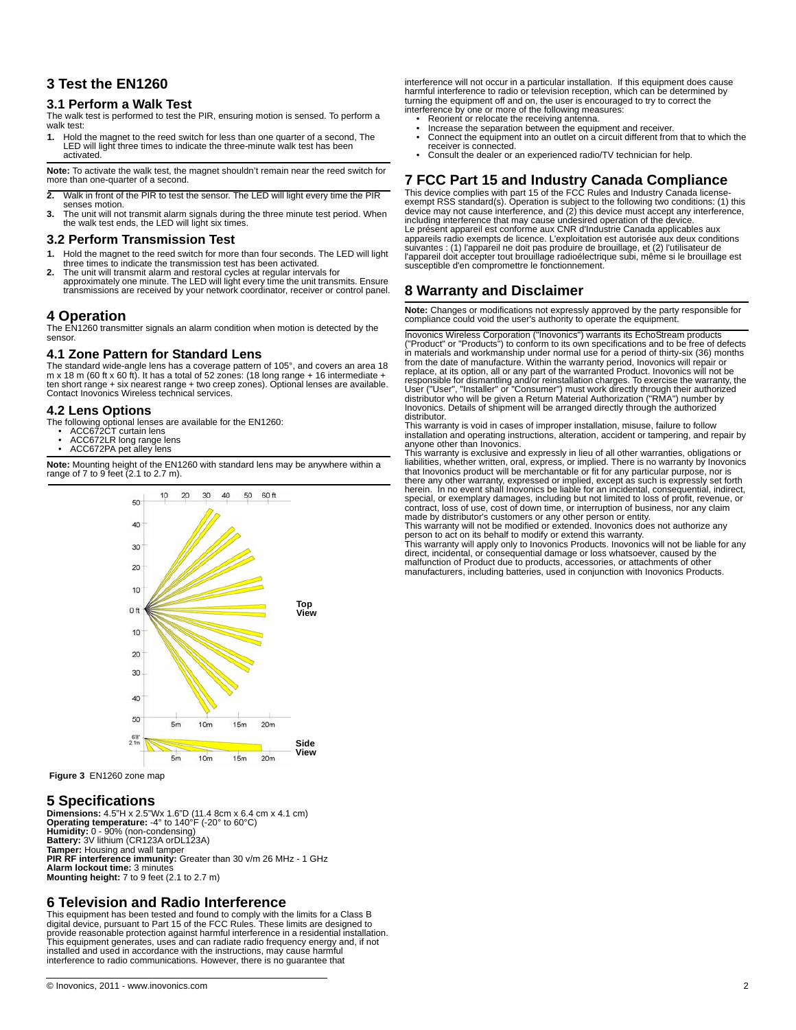## 3 Test the EN1260

### 3.1 Perform a Walk Test

The walk test is performed to test the PIR, ensuring motion is sensed. To perform a walk test:

1. Hold the magnet to the reed switch for less than one quarter of a second, The LED will light three times to indicate the three-minute walk test has been activated.

**Note:** To activate the walk test, the magnet shouldn't remain near the reed switch for more than one-quarter of a second.

2. Walk in front of the PIR to test the sensor. The LED will light every time the PIR senses motion.
3. The unit will not transmit alarm signals during the three minute test period. When the walk test ends, the LED will light six times.

### 3.2 Perform Transmission Test

1. Hold the magnet to the reed switch for more than four seconds. The LED will light three times to indicate the transmission test has been activated.
2. The unit will transmit alarm and restoral cycles at regular intervals for approximately one minute. The LED will light every time the unit transmits. Ensure transmissions are received by your network coordinator, receiver or control panel.

## 4 Operation

The EN1260 transmitter signals an alarm condition when motion is detected by the sensor.

### 4.1 Zone Pattern for Standard Lens

The standard wide-angle lens has a coverage pattern of 105°, and covers an area 18 m x 18 m (60 ft x 60 ft). It has a total of 52 zones: (18 long range + 16 intermediate + ten short range + six nearest range + two creep zones). Optional lenses are available. Contact Inovonics Wireless technical services.

### 4.2 Lens Options

The following optional lenses are available for the EN1260:

- ACC672CT curtain lens
- ACC672LR long range lens
- ACC672PA pet alley lens

**Note:** Mounting height of the EN1260 with standard lens may be anywhere within a range of 7 to 9 feet (2.1 to 2.7 m).

10 20 30 40 50 60 ft
50 40 30 20 10 0 ft 10 20 30 40 50
Top View
5m 10m 15m 20m
6'8" 2.1m
Side View
5m 10m 15m 20m

**Figure 3** EN1260 zone map

## 5 Specifications

**Dimensions:** 4.5"H x 2.5"Wx 1.6"D (11.4 8cm x 6.4 cm x 4.1 cm)
**Operating temperature:** -4° to 140°F (-20° to 60°C)
**Humidity:** 0 - 90% (non-condensing)
**Battery:** 3V lithium (CR123A orDL123A)
**Tamper:** Housing and wall tamper
**PIR RF interference immunity:** Greater than 30 v/m 26 MHz - 1 GHz
**Alarm lockout time:** 3 minutes
**Mounting height:** 7 to 9 feet (2.1 to 2.7 m)

## 6 Television and Radio Interference

This equipment has been tested and found to comply with the limits for a Class B digital device, pursuant to Part 15 of the FCC Rules. These limits are designed to provide reasonable protection against harmful interference in a residential installation. This equipment generates, uses and can radiate radio frequency energy and, if not installed and used in accordance with the instructions, may cause harmful interference to radio communications. However, there is no guarantee that interference will not occur in a particular installation. If this equipment does cause harmful interference to radio or television reception, which can be determined by turning the equipment off and on, the user is encouraged to try to correct the interference by one or more of the following measures:

- Reorient or relocate the receiving antenna.
- Increase the separation between the equipment and receiver.
- Connect the equipment into an outlet on a circuit different from that to which the receiver is connected.
- Consult the dealer or an experienced radio/TV technician for help.

## 7 FCC Part 15 and Industry Canada Compliance

This device complies with part 15 of the FCC Rules and Industry Canada license-exempt RSS standard(s). Operation is subject to the following two conditions: (1) this device may not cause interference, and (2) this device must accept any interference, including interference that may cause undesired operation of the device.
Le présent appareil est conforme aux CNR d'Industrie Canada applicables aux appareils radio exempts de licence. L'exploitation est autorisée aux deux conditions suivantes : (1) l'appareil ne doit pas produire de brouillage, et (2) l'utilisateur de l'appareil doit accepter tout brouillage radioélectrique subi, même si le brouillage est susceptible d'en compromettre le fonctionnement.

## 8 Warranty and Disclaimer

**Note:** Changes or modifications not expressly approved by the party responsible for compliance could void the user's authority to operate the equipment.

Inovonics Wireless Corporation ("Inovonics") warrants its EchoStream products ("Product" or "Products") to conform to its own specifications and to be free of defects in materials and workmanship under normal use for a period of thirty-six (36) months from the date of manufacture. Within the warranty period, Inovonics will repair or replace, at its option, all or any part of the warranted Product. Inovonics will not be responsible for dismantling and/or reinstallation charges. To exercise the warranty, the User ("User", "Installer" or "Consumer") must work directly through their authorized distributor who will be given a Return Material Authorization ("RMA") number by Inovonics. Details of shipment will be arranged directly through the authorized distributor.
This warranty is void in cases of improper installation, misuse, failure to follow installation and operating instructions, alteration, accident or tampering, and repair by anyone other than Inovonics.
This warranty is exclusive and expressly in lieu of all other warranties, obligations or liabilities, whether written, oral, express, or implied. There is no warranty by Inovonics that Inovonics product will be merchantable or fit for any particular purpose, nor is there any other warranty, expressed or implied, except as such is expressly set forth herein. In no event shall Inovonics be liable for an incidental, consequential, indirect, special, or exemplary damages, including but not limited to loss of profit, revenue, or contract, loss of use, cost of down time, or interruption of business, nor any claim made by distributor's customers or any other person or entity.
This warranty will not be modified or extended. Inovonics does not authorize any person to act on its behalf to modify or extend this warranty.
This warranty will apply only to Inovonics Products. Inovonics will not be liable for any direct, incidental, or consequential damage or loss whatsoever, caused by the malfunction of Product due to products, accessories, or attachments of other manufacturers, including batteries, used in conjunction with Inovonics Products.